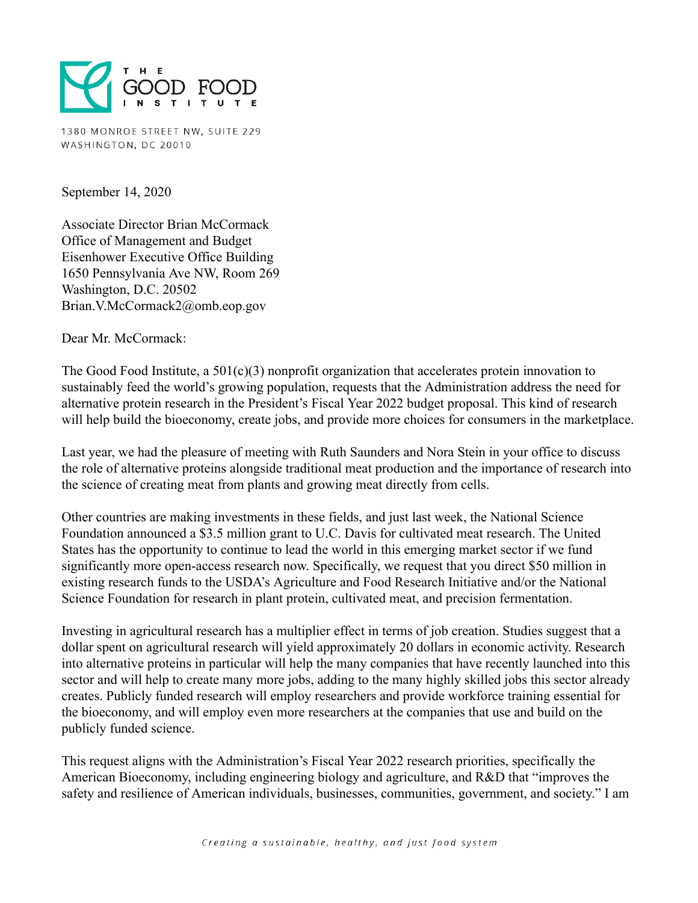THE GOOD FOOD INSTITUTE

1380 MONROE STREET NW, SUITE 229
WASHINGTON, DC 20010

September 14, 2020

Associate Director Brian McCormack
Office of Management and Budget
Eisenhower Executive Office Building
1650 Pennsylvania Ave NW, Room 269
Washington, D.C. 20502
Brian.V.McCormack2@omb.eop.gov

Dear Mr. McCormack:

The Good Food Institute, a 501(c)(3) nonprofit organization that accelerates protein innovation to sustainably feed the world's growing population, requests that the Administration address the need for alternative protein research in the President's Fiscal Year 2022 budget proposal. This kind of research will help build the bioeconomy, create jobs, and provide more choices for consumers in the marketplace.

Last year, we had the pleasure of meeting with Ruth Saunders and Nora Stein in your office to discuss the role of alternative proteins alongside traditional meat production and the importance of research into the science of creating meat from plants and growing meat directly from cells.

Other countries are making investments in these fields, and just last week, the National Science Foundation announced a $3.5 million grant to U.C. Davis for cultivated meat research. The United States has the opportunity to continue to lead the world in this emerging market sector if we fund significantly more open-access research now. Specifically, we request that you direct $50 million in existing research funds to the USDA's Agriculture and Food Research Initiative and/or the National Science Foundation for research in plant protein, cultivated meat, and precision fermentation.

Investing in agricultural research has a multiplier effect in terms of job creation. Studies suggest that a dollar spent on agricultural research will yield approximately 20 dollars in economic activity. Research into alternative proteins in particular will help the many companies that have recently launched into this sector and will help to create many more jobs, adding to the many highly skilled jobs this sector already creates. Publicly funded research will employ researchers and provide workforce training essential for the bioeconomy, and will employ even more researchers at the companies that use and build on the publicly funded science.

This request aligns with the Administration's Fiscal Year 2022 research priorities, specifically the American Bioeconomy, including engineering biology and agriculture, and R&D that "improves the safety and resilience of American individuals, businesses, communities, government, and society." I am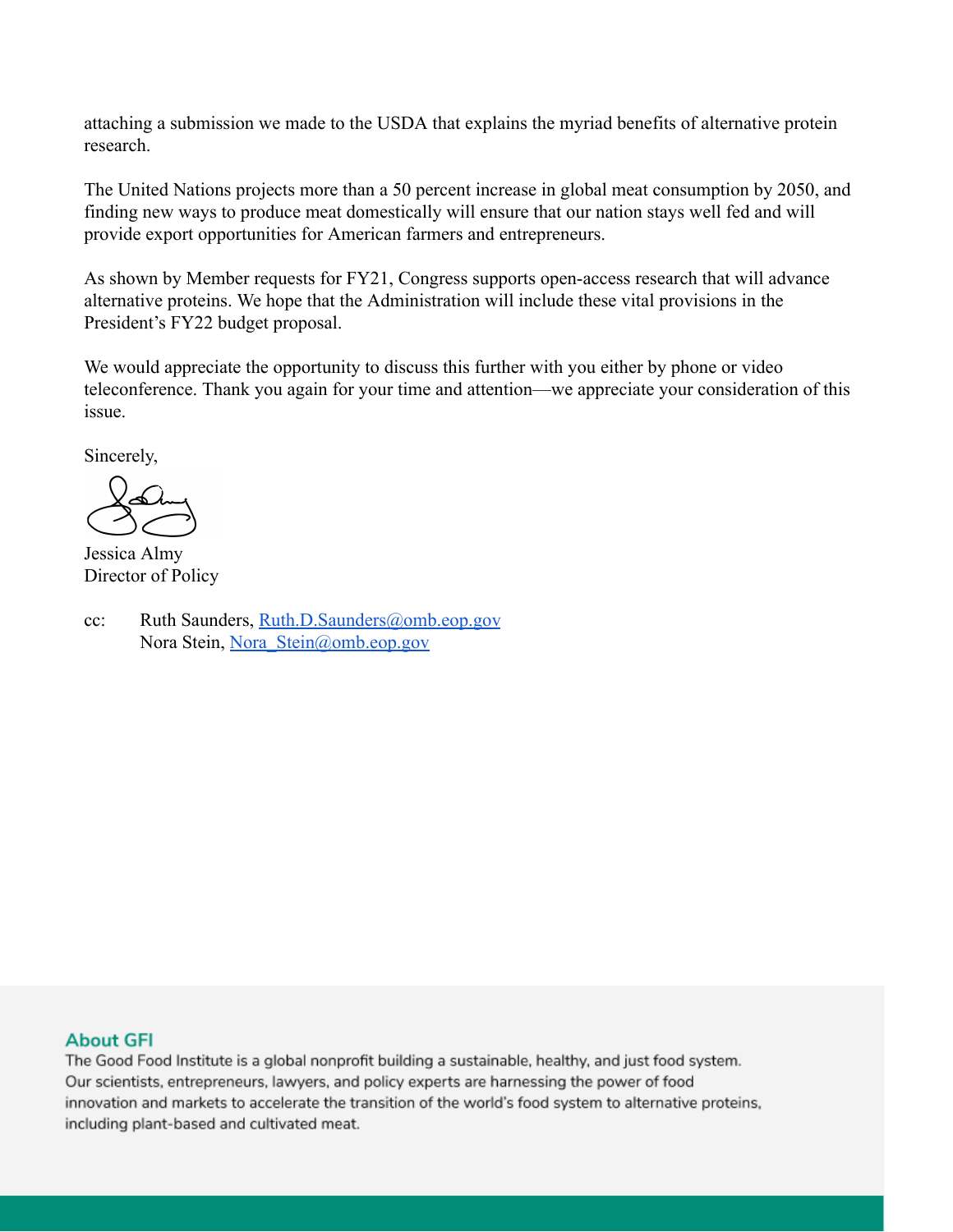attaching a submission we made to the USDA that explains the myriad benefits of alternative protein research.

The United Nations projects more than a 50 percent increase in global meat consumption by 2050, and finding new ways to produce meat domestically will ensure that our nation stays well fed and will provide export opportunities for American farmers and entrepreneurs.

As shown by Member requests for FY21, Congress supports open-access research that will advance alternative proteins. We hope that the Administration will include these vital provisions in the President's FY22 budget proposal.

We would appreciate the opportunity to discuss this further with you either by phone or video teleconference. Thank you again for your time and attention—we appreciate your consideration of this issue.

Sincerely,

Jessica Almy
Director of Policy

cc: Ruth Saunders, Ruth.D.Saunders@omb.eop.gov
Nora Stein, Nora_Stein@omb.eop.gov

**About GFI**

The Good Food Institute is a global nonprofit building a sustainable, healthy, and just food system. Our scientists, entrepreneurs, lawyers, and policy experts are harnessing the power of food innovation and markets to accelerate the transition of the world's food system to alternative proteins, including plant-based and cultivated meat.